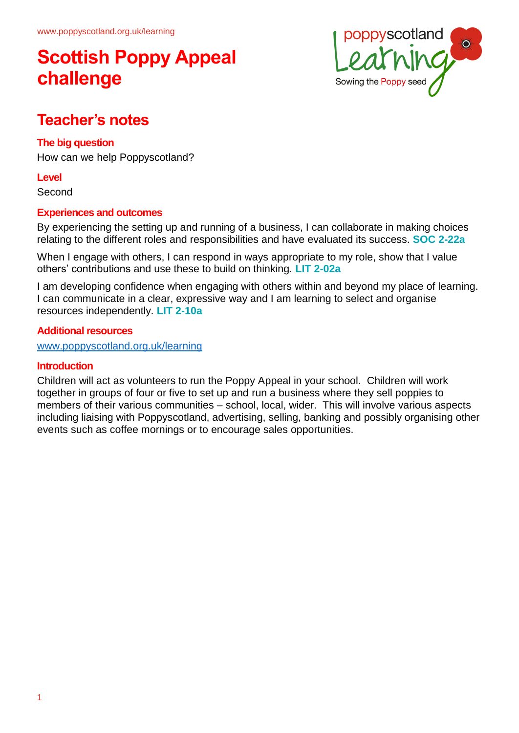# Scottish Poppy Appeal challenge

## Teacher's notes

### The big question

How can we help Poppyscotland?

### Level

Second

### Experiences and outcomes

By experiencing the setting up and running of a business, I can collaborate in making choices relating to the different roles and responsibilities and have evaluated its success. **SOC 2-22a**

When I engage with others, I can respond in ways appropriate to my role, show that I value others' contributions and use these to build on thinking. **LIT 2-02a**

I am developing confidence when engaging with others within and beyond my place of learning. I can communicate in a clear, expressive way and I am learning to select and organise resources independently. **LIT 2-10a**

### Additional resources

www.poppyscotland.org.uk/learning

### Introduction

Children will act as volunteers to run the Poppy Appeal in your school. Children will work together in groups of four or five to set up and run a business where they sell poppies to members of their various communities – school, local, wider. This will involve various aspects including liaising with Poppyscotland, advertising, selling, banking and possibly organising other events such as coffee mornings or to encourage sales opportunities.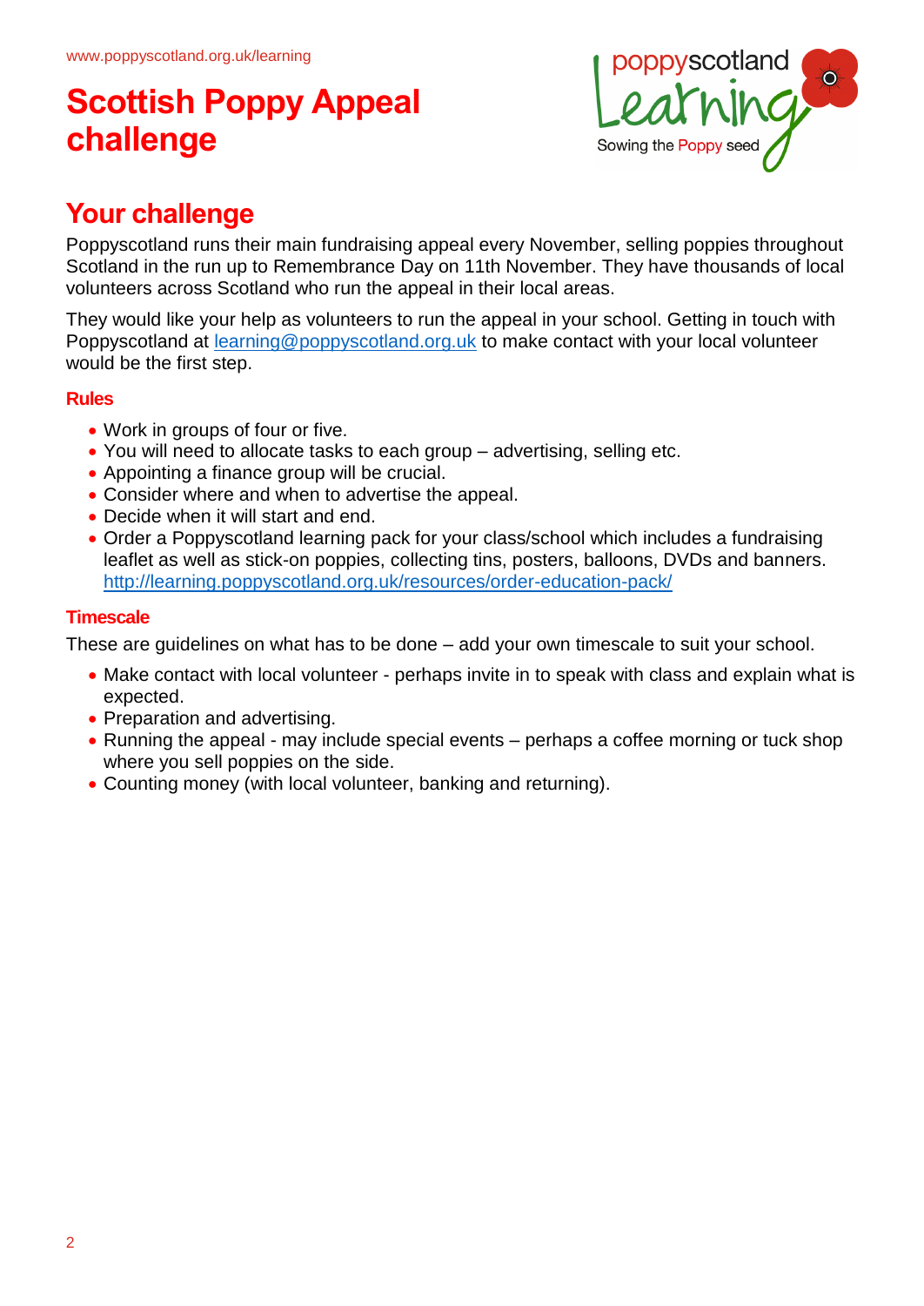# Scottish Poppy Appeal challenge

## Your challenge

Poppyscotland runs their main fundraising appeal every November, selling poppies throughout Scotland in the run up to Remembrance Day on 11th November. They have thousands of local volunteers across Scotland who run the appeal in their local areas.

They would like your help as volunteers to run the appeal in your school. Getting in touch with Poppyscotland at learning@poppyscotland.org.uk to make contact with your local volunteer would be the first step.

### Rules

- Work in groups of four or five.
- You will need to allocate tasks to each group – advertising, selling etc.
- Appointing a finance group will be crucial.
- Consider where and when to advertise the appeal.
- Decide when it will start and end.
- Order a Poppyscotland learning pack for your class/school which includes a fundraising leaflet as well as stick-on poppies, collecting tins, posters, balloons, DVDs and banners. http://learning.poppyscotland.org.uk/resources/order-education-pack/

### Timescale

These are guidelines on what has to be done – add your own timescale to suit your school.

- Make contact with local volunteer - perhaps invite in to speak with class and explain what is expected.
- Preparation and advertising.
- Running the appeal - may include special events – perhaps a coffee morning or tuck shop where you sell poppies on the side.
- Counting money (with local volunteer, banking and returning).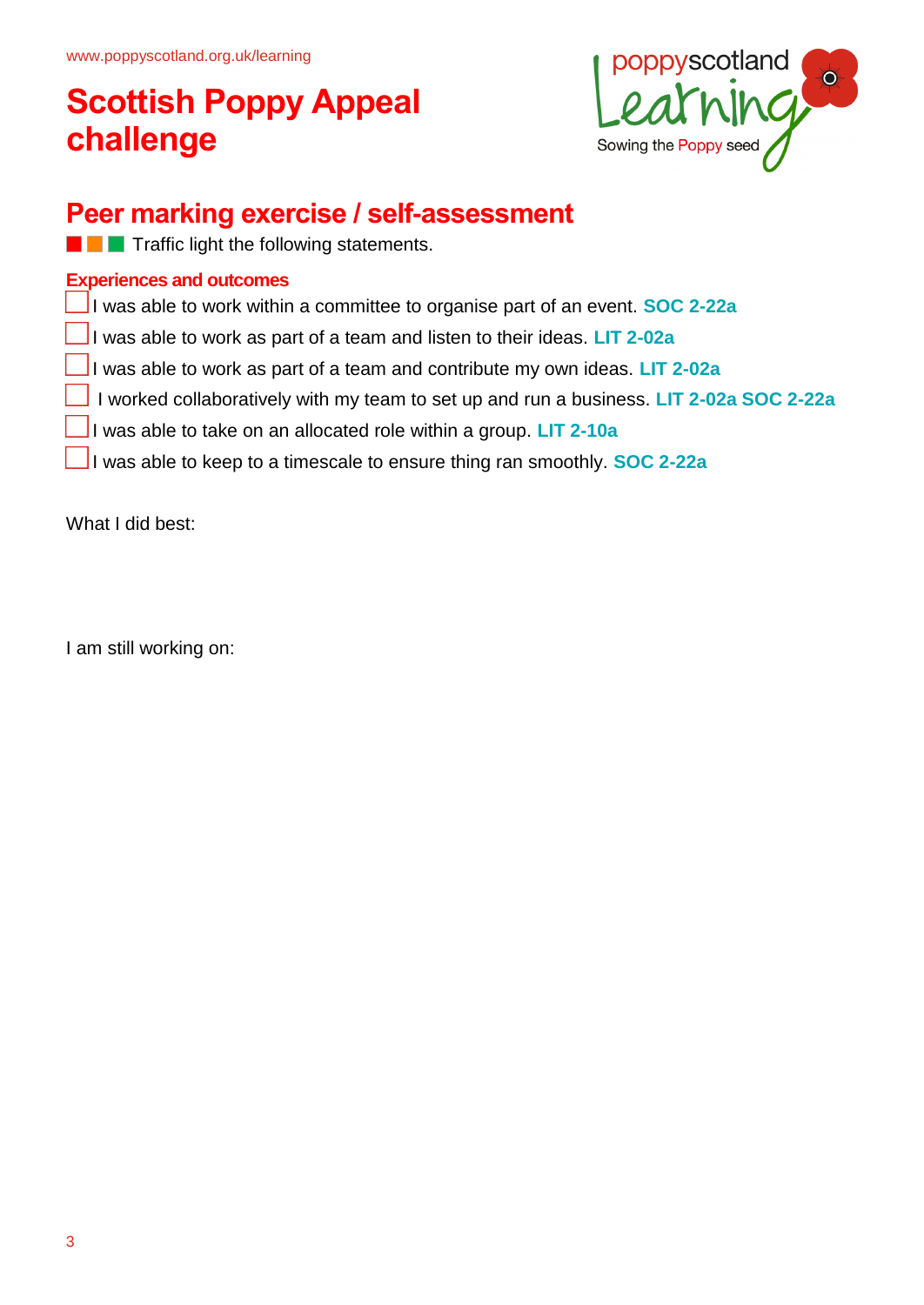www.poppyscotland.org.uk/learning

# Scottish Poppy Appeal challenge

poppyscotland Learning
Sowing the Poppy seed

## Peer marking exercise / self-assessment

Traffic light the following statements.

**Experiences and outcomes**

- ☐ I was able to work within a committee to organise part of an event. **SOC 2-22a**
- ☐ I was able to work as part of a team and listen to their ideas. **LIT 2-02a**
- ☐ I was able to work as part of a team and contribute my own ideas. **LIT 2-02a**
- ☐ I worked collaboratively with my team to set up and run a business. **LIT 2-02a SOC 2-22a**
- ☐ I was able to take on an allocated role within a group. **LIT 2-10a**
- ☐ I was able to keep to a timescale to ensure thing ran smoothly. **SOC 2-22a**

What I did best:

I am still working on: